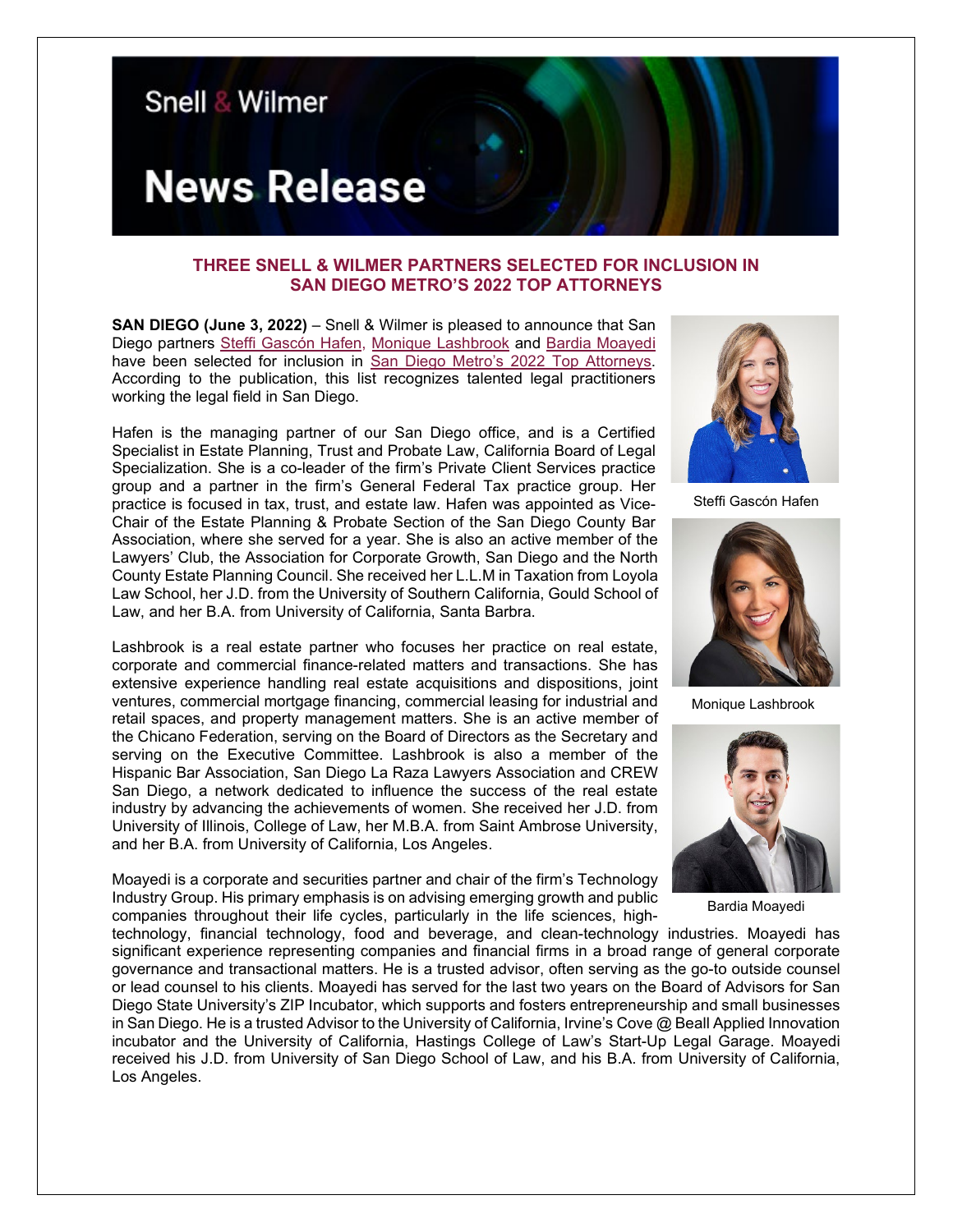Snell & Wilmer

# News Release

## THREE SNELL & WILMER PARTNERS SELECTED FOR INCLUSION IN SAN DIEGO METRO'S 2022 TOP ATTORNEYS

**SAN DIEGO (June 3, 2022)** – Snell & Wilmer is pleased to announce that San Diego partners Steffi Gascón Hafen, Monique Lashbrook and Bardia Moayedi have been selected for inclusion in San Diego Metro's 2022 Top Attorneys. According to the publication, this list recognizes talented legal practitioners working the legal field in San Diego.

Hafen is the managing partner of our San Diego office, and is a Certified Specialist in Estate Planning, Trust and Probate Law, California Board of Legal Specialization. She is a co-leader of the firm's Private Client Services practice group and a partner in the firm's General Federal Tax practice group. Her practice is focused in tax, trust, and estate law. Hafen was appointed as Vice-Chair of the Estate Planning & Probate Section of the San Diego County Bar Association, where she served for a year. She is also an active member of the Lawyers' Club, the Association for Corporate Growth, San Diego and the North County Estate Planning Council. She received her L.L.M in Taxation from Loyola Law School, her J.D. from the University of Southern California, Gould School of Law, and her B.A. from University of California, Santa Barbra.

Steffi Gascón Hafen

Lashbrook is a real estate partner who focuses her practice on real estate, corporate and commercial finance-related matters and transactions. She has extensive experience handling real estate acquisitions and dispositions, joint ventures, commercial mortgage financing, commercial leasing for industrial and retail spaces, and property management matters. She is an active member of the Chicano Federation, serving on the Board of Directors as the Secretary and serving on the Executive Committee. Lashbrook is also a member of the Hispanic Bar Association, San Diego La Raza Lawyers Association and CREW San Diego, a network dedicated to influence the success of the real estate industry by advancing the achievements of women. She received her J.D. from University of Illinois, College of Law, her M.B.A. from Saint Ambrose University, and her B.A. from University of California, Los Angeles.

Monique Lashbrook

Moayedi is a corporate and securities partner and chair of the firm's Technology Industry Group. His primary emphasis is on advising emerging growth and public companies throughout their life cycles, particularly in the life sciences, high-technology, financial technology, food and beverage, and clean-technology industries. Moayedi has significant experience representing companies and financial firms in a broad range of general corporate governance and transactional matters. He is a trusted advisor, often serving as the go-to outside counsel or lead counsel to his clients. Moayedi has served for the last two years on the Board of Advisors for San Diego State University's ZIP Incubator, which supports and fosters entrepreneurship and small businesses in San Diego. He is a trusted Advisor to the University of California, Irvine's Cove @ Beall Applied Innovation incubator and the University of California, Hastings College of Law's Start-Up Legal Garage. Moayedi received his J.D. from University of San Diego School of Law, and his B.A. from University of California, Los Angeles.

Bardia Moayedi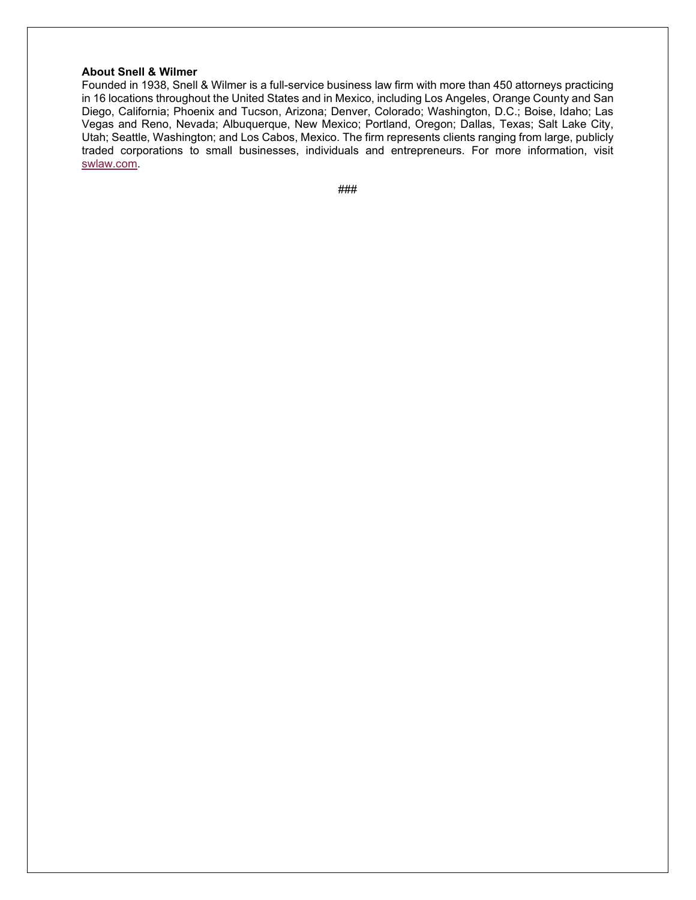**About Snell & Wilmer**

Founded in 1938, Snell & Wilmer is a full-service business law firm with more than 450 attorneys practicing in 16 locations throughout the United States and in Mexico, including Los Angeles, Orange County and San Diego, California; Phoenix and Tucson, Arizona; Denver, Colorado; Washington, D.C.; Boise, Idaho; Las Vegas and Reno, Nevada; Albuquerque, New Mexico; Portland, Oregon; Dallas, Texas; Salt Lake City, Utah; Seattle, Washington; and Los Cabos, Mexico. The firm represents clients ranging from large, publicly traded corporations to small businesses, individuals and entrepreneurs. For more information, visit swlaw.com.

###